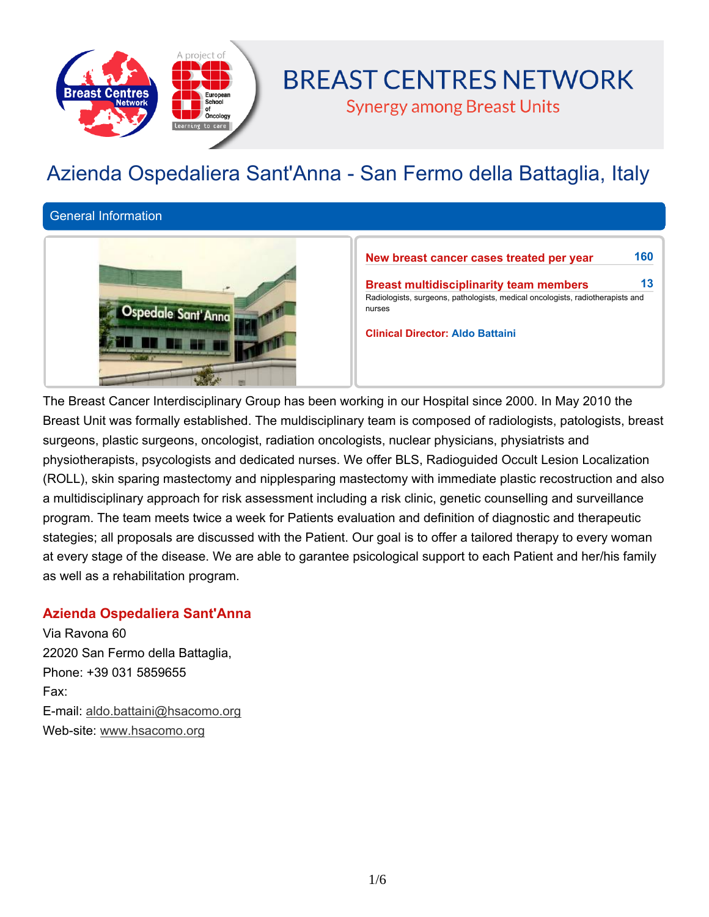# BREAST CENTRES NETWORK

Synergy among Breast Units

## Azienda Ospedaliera Sant'Anna - San Fermo della Battaglia, Italy

### General Information

**New breast cancer cases treated per year** 160

**Breast multidisciplinarity team members** 13

Radiologists, surgeons, pathologists, medical oncologists, radiotherapists and nurses

**Clinical Director:** Aldo Battaini

The Breast Cancer Interdisciplinary Group has been working in our Hospital since 2000. In May 2010 the Breast Unit was formally established. The muldisciplinary team is composed of radiologists, patologists, breast surgeons, plastic surgeons, oncologist, radiation oncologists, nuclear physicians, physiatrists and physiotherapists, psycologists and dedicated nurses. We offer BLS, Radioguided Occult Lesion Localization (ROLL), skin sparing mastectomy and nipplesparing mastectomy with immediate plastic recostruction and also a multidisciplinary approach for risk assessment including a risk clinic, genetic counselling and surveillance program. The team meets twice a week for Patients evaluation and definition of diagnostic and therapeutic stategies; all proposals are discussed with the Patient. Our goal is to offer a tailored therapy to every woman at every stage of the disease. We are able to garantee psicological support to each Patient and her/his family as well as a rehabilitation program.

**Azienda Ospedaliera Sant'Anna**

Via Ravona 60
22020 San Fermo della Battaglia,
Phone: +39 031 5859655
Fax:
E-mail: aldo.battaini@hsacomo.org
Web-site: www.hsacomo.org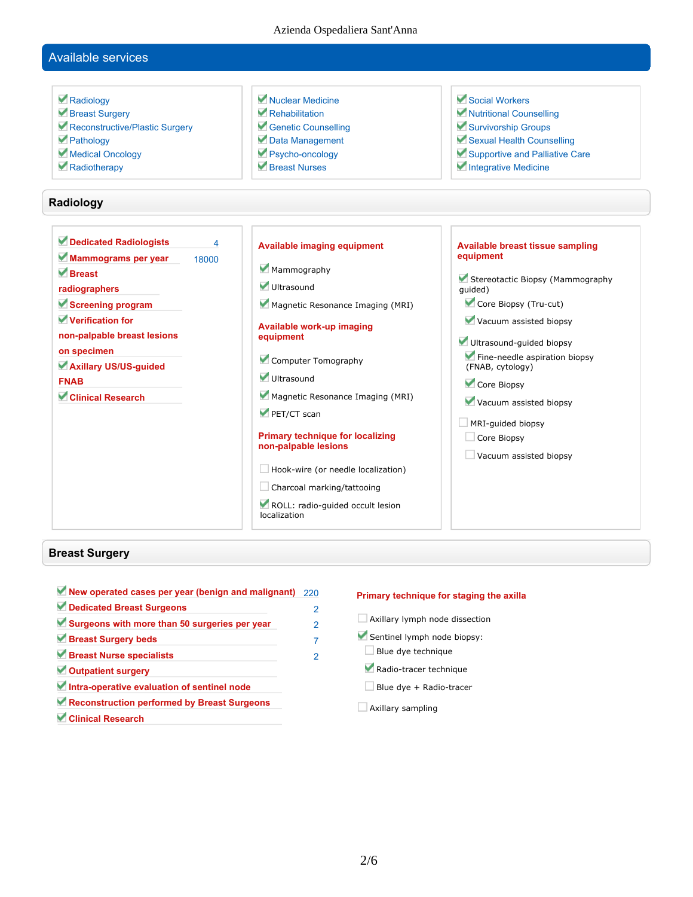## Available services

- [x] Radiology
- [x] Breast Surgery
- [x] Reconstructive/Plastic Surgery
- [x] Pathology
- [x] Medical Oncology
- [x] Radiotherapy
- [x] Nuclear Medicine
- [x] Rehabilitation
- [x] Genetic Counselling
- [x] Data Management
- [x] Psycho-oncology
- [x] Breast Nurses
- [x] Social Workers
- [x] Nutritional Counselling
- [x] Survivorship Groups
- [x] Sexual Health Counselling
- [x] Supportive and Palliative Care
- [x] Integrative Medicine

## Radiology

| | |
|---|---|
| [x] Dedicated Radiologists | 4 |
| [x] Mammograms per year | 18000 |
| [x] Breast radiographers | |
| [x] Screening program | |
| [x] Verification for non-palpable breast lesions on specimen | |
| [x] Axillary US/US-guided FNAB | |
| [x] Clinical Research | |

**Available imaging equipment**

- [x] Mammography
- [x] Ultrasound
- [x] Magnetic Resonance Imaging (MRI)

**Available work-up imaging equipment**

- [x] Computer Tomography
- [x] Ultrasound
- [x] Magnetic Resonance Imaging (MRI)
- [x] PET/CT scan

**Primary technique for localizing non-palpable lesions**

- [ ] Hook-wire (or needle localization)
- [ ] Charcoal marking/tattooing
- [x] ROLL: radio-guided occult lesion localization

**Available breast tissue sampling equipment**

- [x] Stereotactic Biopsy (Mammography guided)
  - [x] Core Biopsy (Tru-cut)
  - [x] Vacuum assisted biopsy
- [x] Ultrasound-guided biopsy
  - [x] Fine-needle aspiration biopsy (FNAB, cytology)
  - [x] Core Biopsy
  - [x] Vacuum assisted biopsy
- [ ] MRI-guided biopsy
  - [ ] Core Biopsy
  - [ ] Vacuum assisted biopsy

## Breast Surgery

| | |
|---|---|
| [x] New operated cases per year (benign and malignant) | 220 |
| [x] Dedicated Breast Surgeons | 2 |
| [x] Surgeons with more than 50 surgeries per year | 2 |
| [x] Breast Surgery beds | 7 |
| [x] Breast Nurse specialists | 2 |
| [x] Outpatient surgery | |
| [x] Intra-operative evaluation of sentinel node | |
| [x] Reconstruction performed by Breast Surgeons | |
| [x] Clinical Research | |

**Primary technique for staging the axilla**

- [ ] Axillary lymph node dissection
- [x] Sentinel lymph node biopsy:
  - [ ] Blue dye technique
  - [x] Radio-tracer technique
  - [ ] Blue dye + Radio-tracer
- [ ] Axillary sampling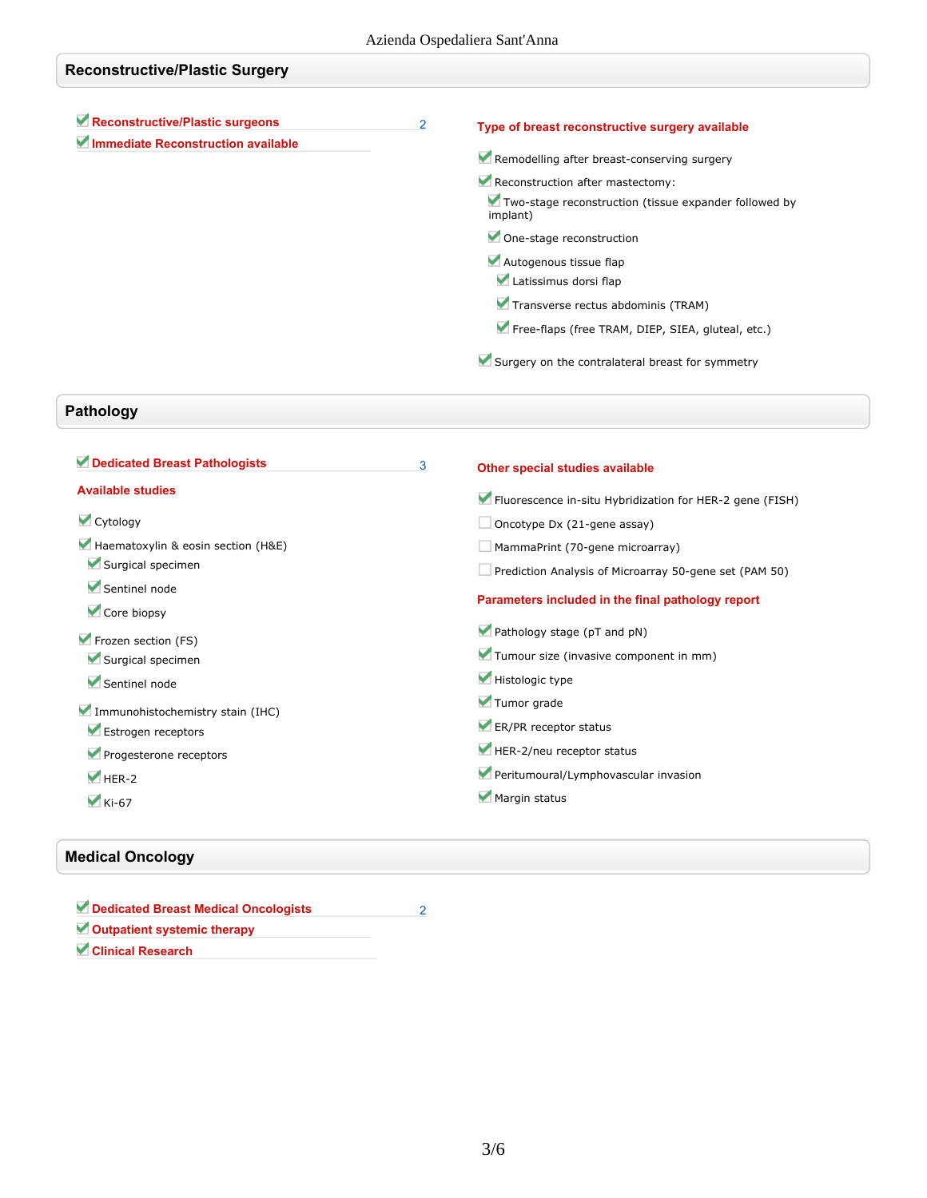## Reconstructive/Plastic Surgery

- [x] **Reconstructive/Plastic surgeons** 2
- [x] **Immediate Reconstruction available**

**Type of breast reconstructive surgery available**

- [x] Remodelling after breast-conserving surgery
- [x] Reconstruction after mastectomy:
  - [x] Two-stage reconstruction (tissue expander followed by implant)
  - [x] One-stage reconstruction
  - [x] Autogenous tissue flap
    - [x] Latissimus dorsi flap
    - [x] Transverse rectus abdominis (TRAM)
    - [x] Free-flaps (free TRAM, DIEP, SIEA, gluteal, etc.)
- [x] Surgery on the contralateral breast for symmetry

## Pathology

- [x] **Dedicated Breast Pathologists** 3

**Available studies**

- [x] Cytology
- [x] Haematoxylin & eosin section (H&E)
  - [x] Surgical specimen
  - [x] Sentinel node
  - [x] Core biopsy
- [x] Frozen section (FS)
  - [x] Surgical specimen
  - [x] Sentinel node
- [x] Immunohistochemistry stain (IHC)
  - [x] Estrogen receptors
  - [x] Progesterone receptors
  - [x] HER-2
  - [x] Ki-67

**Other special studies available**

- [x] Fluorescence in-situ Hybridization for HER-2 gene (FISH)
- [ ] Oncotype Dx (21-gene assay)
- [ ] MammaPrint (70-gene microarray)
- [ ] Prediction Analysis of Microarray 50-gene set (PAM 50)

**Parameters included in the final pathology report**

- [x] Pathology stage (pT and pN)
- [x] Tumour size (invasive component in mm)
- [x] Histologic type
- [x] Tumor grade
- [x] ER/PR receptor status
- [x] HER-2/neu receptor status
- [x] Peritumoural/Lymphovascular invasion
- [x] Margin status

## Medical Oncology

- [x] **Dedicated Breast Medical Oncologists** 2
- [x] **Outpatient systemic therapy**
- [x] **Clinical Research**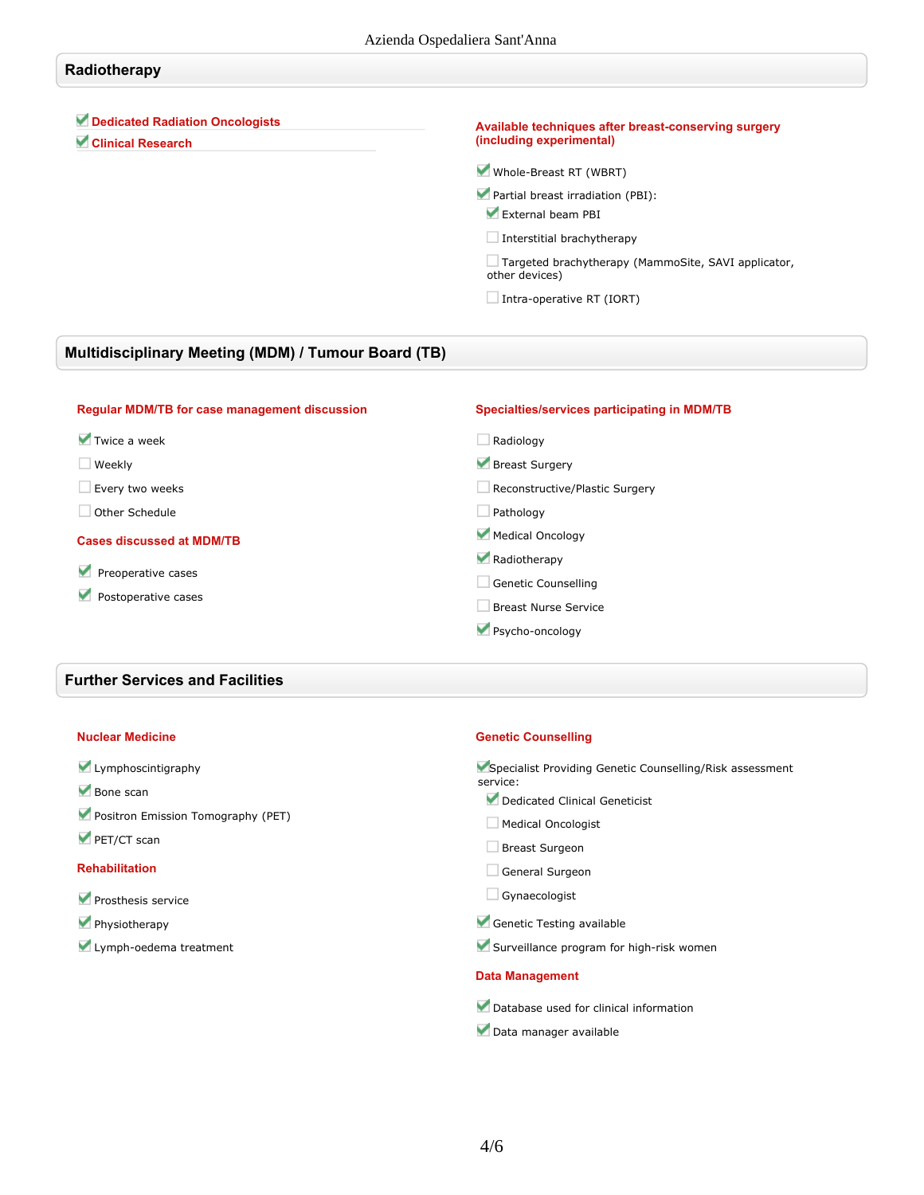## Radiotherapy

- [x] **Dedicated Radiation Oncologists**
- [x] **Clinical Research**

**Available techniques after breast-conserving surgery (including experimental)**

- [x] Whole-Breast RT (WBRT)
- [x] Partial breast irradiation (PBI):
  - [x] External beam PBI
  - [ ] Interstitial brachytherapy
  - [ ] Targeted brachytherapy (MammoSite, SAVI applicator, other devices)
  - [ ] Intra-operative RT (IORT)

## Multidisciplinary Meeting (MDM) / Tumour Board (TB)

**Regular MDM/TB for case management discussion**

- [x] Twice a week
- [ ] Weekly
- [ ] Every two weeks
- [ ] Other Schedule

**Cases discussed at MDM/TB**

- [x] Preoperative cases
- [x] Postoperative cases

**Specialties/services participating in MDM/TB**

- [ ] Radiology
- [x] Breast Surgery
- [ ] Reconstructive/Plastic Surgery
- [ ] Pathology
- [x] Medical Oncology
- [x] Radiotherapy
- [ ] Genetic Counselling
- [ ] Breast Nurse Service
- [x] Psycho-oncology

## Further Services and Facilities

**Nuclear Medicine**

- [x] Lymphoscintigraphy
- [x] Bone scan
- [x] Positron Emission Tomography (PET)
- [x] PET/CT scan

**Rehabilitation**

- [x] Prosthesis service
- [x] Physiotherapy
- [x] Lymph-oedema treatment

**Genetic Counselling**

- [x] Specialist Providing Genetic Counselling/Risk assessment service:
  - [x] Dedicated Clinical Geneticist
  - [ ] Medical Oncologist
  - [ ] Breast Surgeon
  - [ ] General Surgeon
  - [ ] Gynaecologist
- [x] Genetic Testing available
- [x] Surveillance program for high-risk women

**Data Management**

- [x] Database used for clinical information
- [x] Data manager available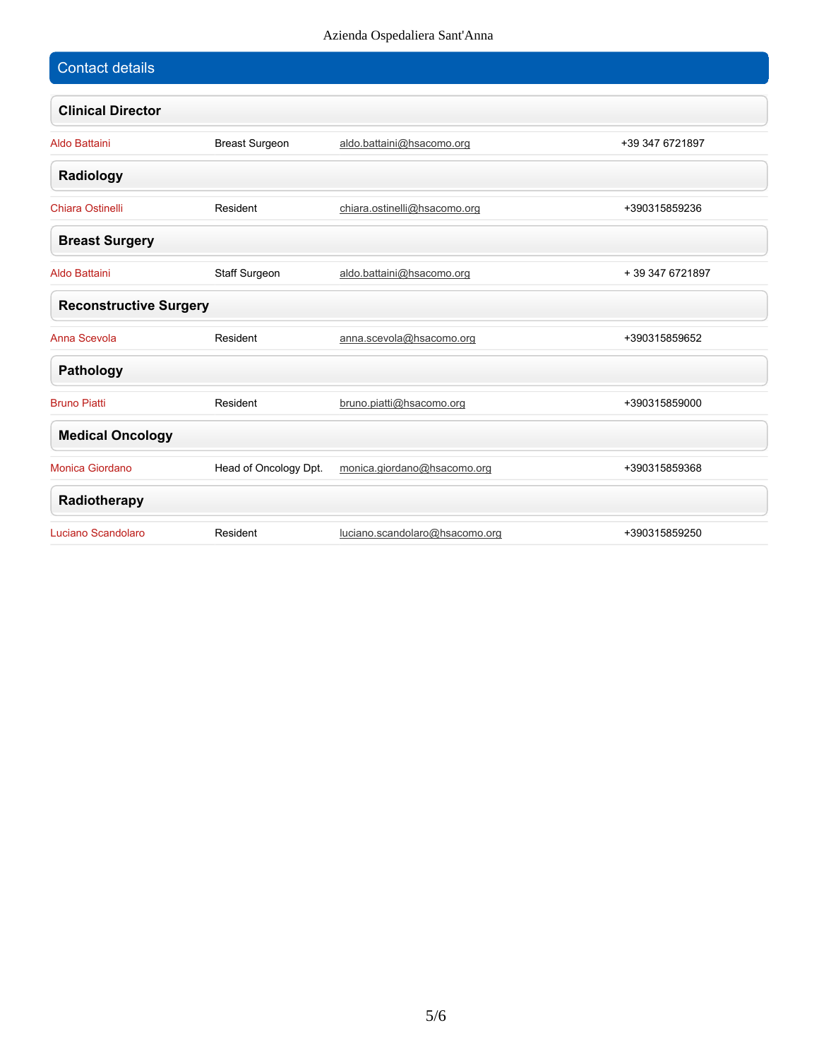## Contact details

### Clinical Director

| | | | |
|---|---|---|---|
| Aldo Battaini | Breast Surgeon | aldo.battaini@hsacomo.org | +39 347 6721897 |

### Radiology

| | | | |
|---|---|---|---|
| Chiara Ostinelli | Resident | chiara.ostinelli@hsacomo.org | +390315859236 |

### Breast Surgery

| | | | |
|---|---|---|---|
| Aldo Battaini | Staff Surgeon | aldo.battaini@hsacomo.org | + 39 347 6721897 |

### Reconstructive Surgery

| | | | |
|---|---|---|---|
| Anna Scevola | Resident | anna.scevola@hsacomo.org | +390315859652 |

### Pathology

| | | | |
|---|---|---|---|
| Bruno Piatti | Resident | bruno.piatti@hsacomo.org | +390315859000 |

### Medical Oncology

| | | | |
|---|---|---|---|
| Monica Giordano | Head of Oncology Dpt. | monica.giordano@hsacomo.org | +390315859368 |

### Radiotherapy

| | | | |
|---|---|---|---|
| Luciano Scandolaro | Resident | luciano.scandolaro@hsacomo.org | +390315859250 |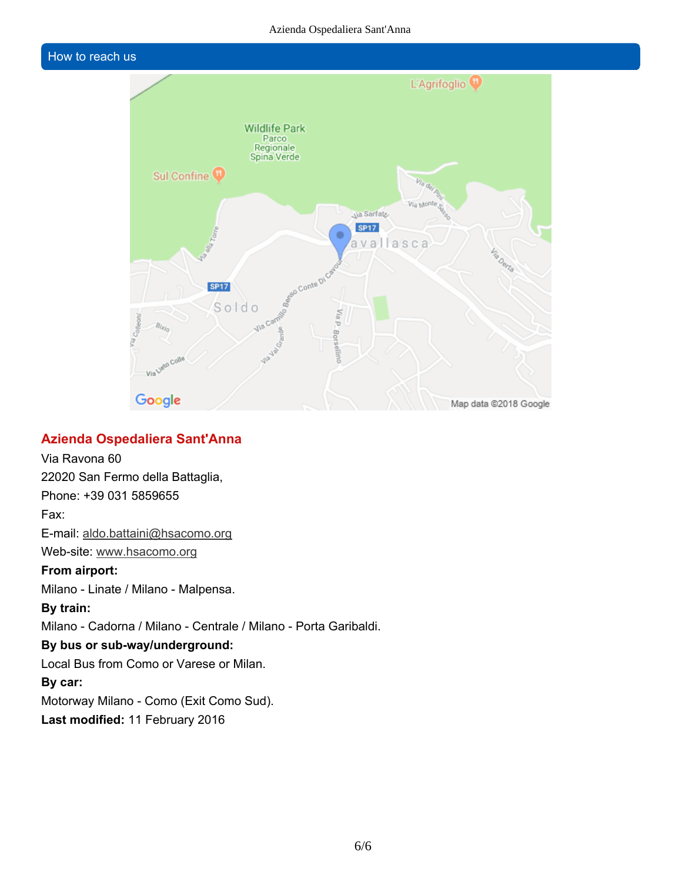## How to reach us

### Azienda Ospedaliera Sant'Anna

Via Ravona 60

22020 San Fermo della Battaglia,

Phone: +39 031 5859655

Fax:

E-mail: aldo.battaini@hsacomo.org

Web-site: www.hsacomo.org

**From airport:**

Milano - Linate / Milano - Malpensa.

**By train:**

Milano - Cadorna / Milano - Centrale / Milano - Porta Garibaldi.

**By bus or sub-way/underground:**

Local Bus from Como or Varese or Milan.

**By car:**

Motorway Milano - Como (Exit Como Sud).

**Last modified:** 11 February 2016